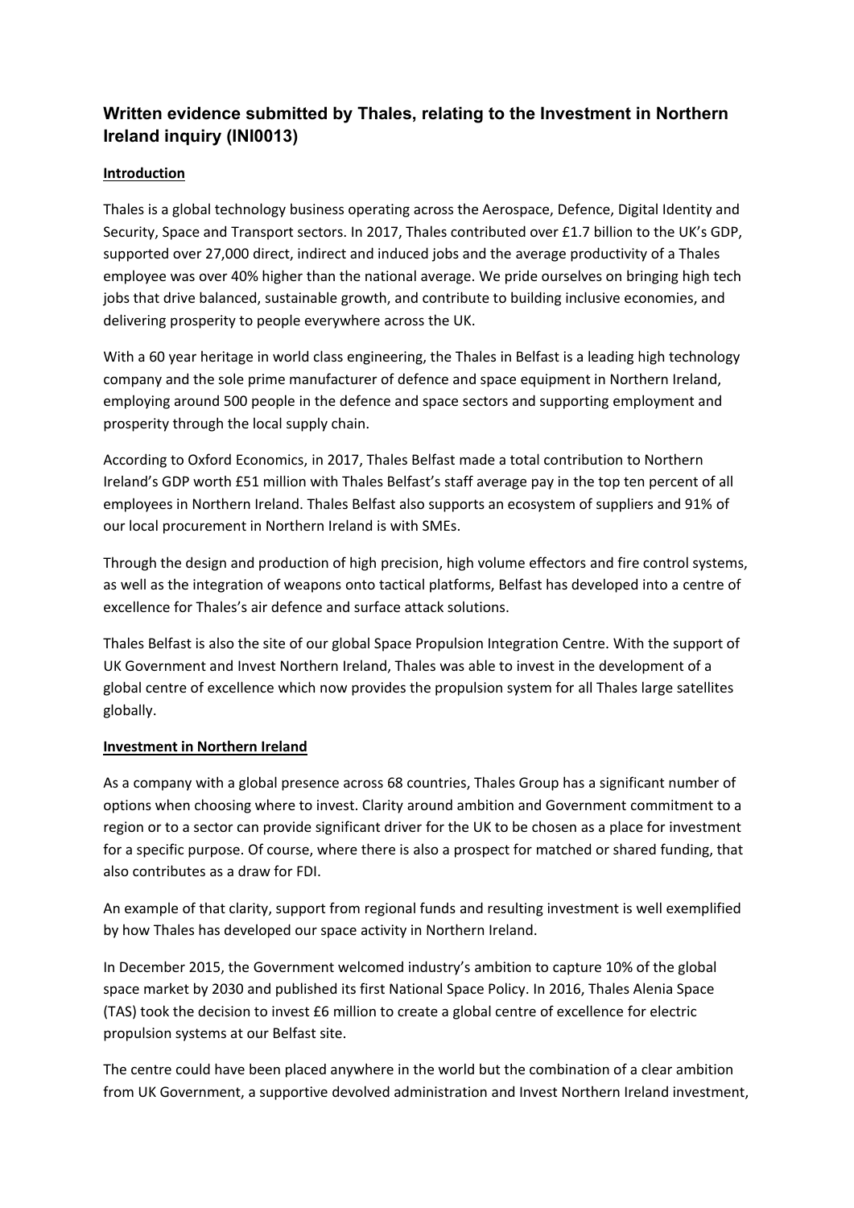# Written evidence submitted by Thales, relating to the Investment in Northern Ireland inquiry (INI0013)

## Introduction

Thales is a global technology business operating across the Aerospace, Defence, Digital Identity and Security, Space and Transport sectors. In 2017, Thales contributed over £1.7 billion to the UK's GDP, supported over 27,000 direct, indirect and induced jobs and the average productivity of a Thales employee was over 40% higher than the national average. We pride ourselves on bringing high tech jobs that drive balanced, sustainable growth, and contribute to building inclusive economies, and delivering prosperity to people everywhere across the UK.

With a 60 year heritage in world class engineering, the Thales in Belfast is a leading high technology company and the sole prime manufacturer of defence and space equipment in Northern Ireland, employing around 500 people in the defence and space sectors and supporting employment and prosperity through the local supply chain.

According to Oxford Economics, in 2017, Thales Belfast made a total contribution to Northern Ireland's GDP worth £51 million with Thales Belfast's staff average pay in the top ten percent of all employees in Northern Ireland. Thales Belfast also supports an ecosystem of suppliers and 91% of our local procurement in Northern Ireland is with SMEs.

Through the design and production of high precision, high volume effectors and fire control systems, as well as the integration of weapons onto tactical platforms, Belfast has developed into a centre of excellence for Thales's air defence and surface attack solutions.

Thales Belfast is also the site of our global Space Propulsion Integration Centre. With the support of UK Government and Invest Northern Ireland, Thales was able to invest in the development of a global centre of excellence which now provides the propulsion system for all Thales large satellites globally.

## Investment in Northern Ireland

As a company with a global presence across 68 countries, Thales Group has a significant number of options when choosing where to invest. Clarity around ambition and Government commitment to a region or to a sector can provide significant driver for the UK to be chosen as a place for investment for a specific purpose. Of course, where there is also a prospect for matched or shared funding, that also contributes as a draw for FDI.

An example of that clarity, support from regional funds and resulting investment is well exemplified by how Thales has developed our space activity in Northern Ireland.

In December 2015, the Government welcomed industry's ambition to capture 10% of the global space market by 2030 and published its first National Space Policy. In 2016, Thales Alenia Space (TAS) took the decision to invest £6 million to create a global centre of excellence for electric propulsion systems at our Belfast site.

The centre could have been placed anywhere in the world but the combination of a clear ambition from UK Government, a supportive devolved administration and Invest Northern Ireland investment,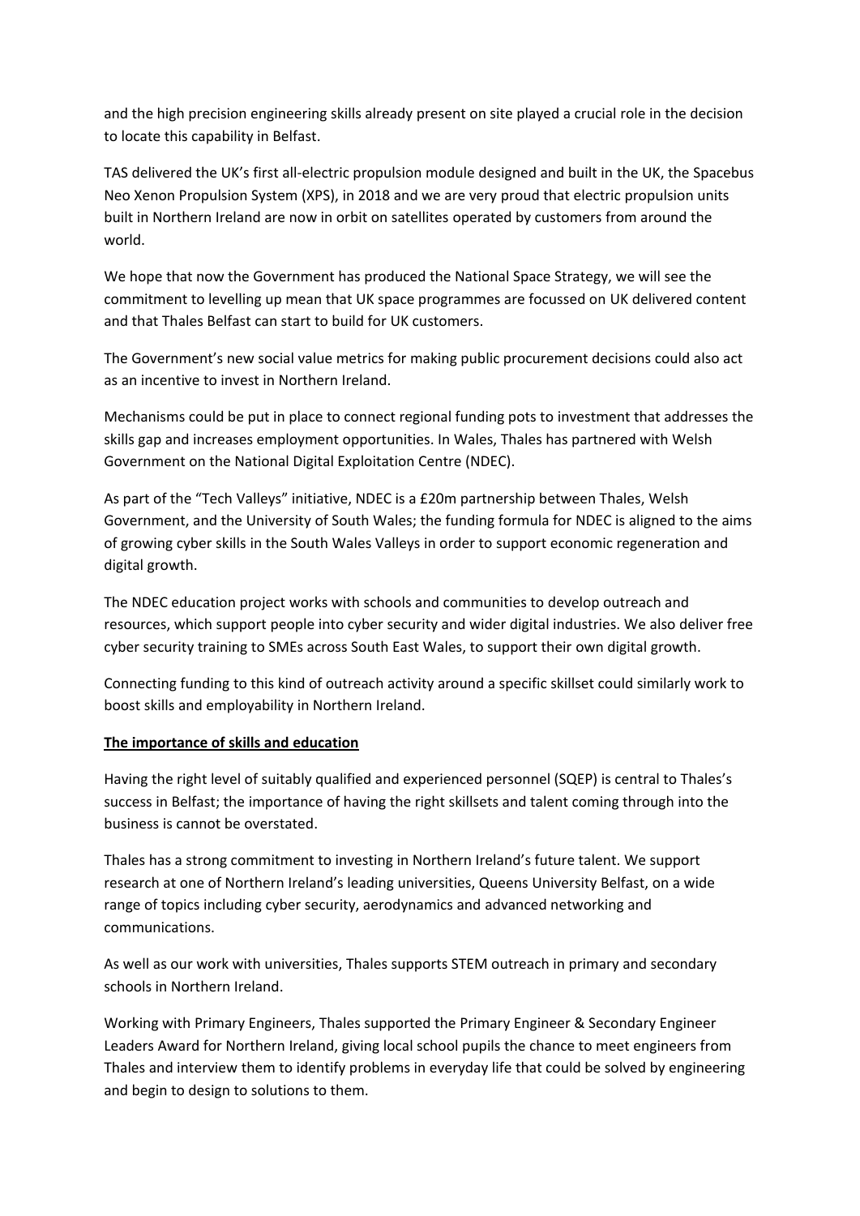and the high precision engineering skills already present on site played a crucial role in the decision to locate this capability in Belfast.

TAS delivered the UK's first all-electric propulsion module designed and built in the UK, the Spacebus Neo Xenon Propulsion System (XPS), in 2018 and we are very proud that electric propulsion units built in Northern Ireland are now in orbit on satellites operated by customers from around the world.

We hope that now the Government has produced the National Space Strategy, we will see the commitment to levelling up mean that UK space programmes are focussed on UK delivered content and that Thales Belfast can start to build for UK customers.

The Government's new social value metrics for making public procurement decisions could also act as an incentive to invest in Northern Ireland.

Mechanisms could be put in place to connect regional funding pots to investment that addresses the skills gap and increases employment opportunities. In Wales, Thales has partnered with Welsh Government on the National Digital Exploitation Centre (NDEC).

As part of the "Tech Valleys" initiative, NDEC is a £20m partnership between Thales, Welsh Government, and the University of South Wales; the funding formula for NDEC is aligned to the aims of growing cyber skills in the South Wales Valleys in order to support economic regeneration and digital growth.

The NDEC education project works with schools and communities to develop outreach and resources, which support people into cyber security and wider digital industries. We also deliver free cyber security training to SMEs across South East Wales, to support their own digital growth.

Connecting funding to this kind of outreach activity around a specific skillset could similarly work to boost skills and employability in Northern Ireland.

**The importance of skills and education**

Having the right level of suitably qualified and experienced personnel (SQEP) is central to Thales's success in Belfast; the importance of having the right skillsets and talent coming through into the business is cannot be overstated.

Thales has a strong commitment to investing in Northern Ireland's future talent. We support research at one of Northern Ireland's leading universities, Queens University Belfast, on a wide range of topics including cyber security, aerodynamics and advanced networking and communications.

As well as our work with universities, Thales supports STEM outreach in primary and secondary schools in Northern Ireland.

Working with Primary Engineers, Thales supported the Primary Engineer & Secondary Engineer Leaders Award for Northern Ireland, giving local school pupils the chance to meet engineers from Thales and interview them to identify problems in everyday life that could be solved by engineering and begin to design to solutions to them.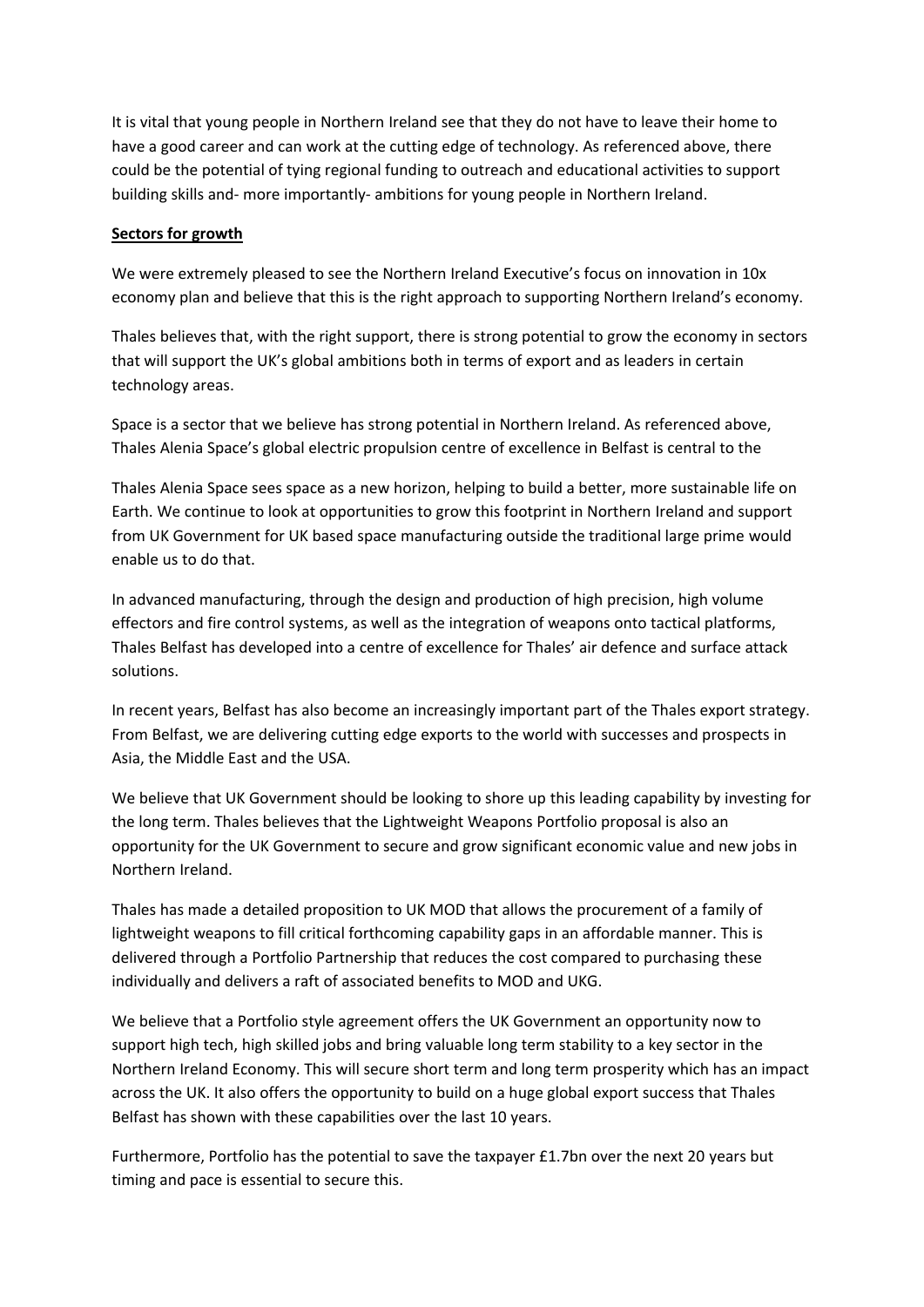It is vital that young people in Northern Ireland see that they do not have to leave their home to have a good career and can work at the cutting edge of technology. As referenced above, there could be the potential of tying regional funding to outreach and educational activities to support building skills and- more importantly- ambitions for young people in Northern Ireland.

**Sectors for growth**

We were extremely pleased to see the Northern Ireland Executive's focus on innovation in 10x economy plan and believe that this is the right approach to supporting Northern Ireland's economy.

Thales believes that, with the right support, there is strong potential to grow the economy in sectors that will support the UK's global ambitions both in terms of export and as leaders in certain technology areas.

Space is a sector that we believe has strong potential in Northern Ireland. As referenced above, Thales Alenia Space's global electric propulsion centre of excellence in Belfast is central to the

Thales Alenia Space sees space as a new horizon, helping to build a better, more sustainable life on Earth. We continue to look at opportunities to grow this footprint in Northern Ireland and support from UK Government for UK based space manufacturing outside the traditional large prime would enable us to do that.

In advanced manufacturing, through the design and production of high precision, high volume effectors and fire control systems, as well as the integration of weapons onto tactical platforms, Thales Belfast has developed into a centre of excellence for Thales' air defence and surface attack solutions.

In recent years, Belfast has also become an increasingly important part of the Thales export strategy. From Belfast, we are delivering cutting edge exports to the world with successes and prospects in Asia, the Middle East and the USA.

We believe that UK Government should be looking to shore up this leading capability by investing for the long term. Thales believes that the Lightweight Weapons Portfolio proposal is also an opportunity for the UK Government to secure and grow significant economic value and new jobs in Northern Ireland.

Thales has made a detailed proposition to UK MOD that allows the procurement of a family of lightweight weapons to fill critical forthcoming capability gaps in an affordable manner. This is delivered through a Portfolio Partnership that reduces the cost compared to purchasing these individually and delivers a raft of associated benefits to MOD and UKG.

We believe that a Portfolio style agreement offers the UK Government an opportunity now to support high tech, high skilled jobs and bring valuable long term stability to a key sector in the Northern Ireland Economy. This will secure short term and long term prosperity which has an impact across the UK. It also offers the opportunity to build on a huge global export success that Thales Belfast has shown with these capabilities over the last 10 years.

Furthermore, Portfolio has the potential to save the taxpayer £1.7bn over the next 20 years but timing and pace is essential to secure this.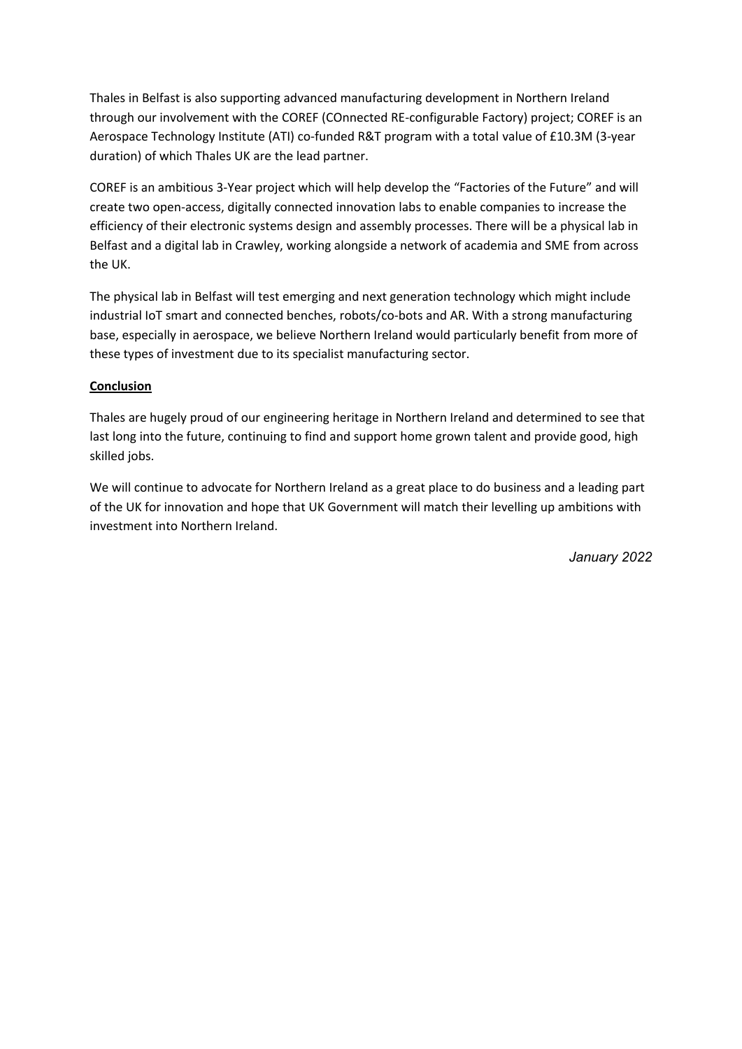Thales in Belfast is also supporting advanced manufacturing development in Northern Ireland through our involvement with the COREF (COnnected RE-configurable Factory) project; COREF is an Aerospace Technology Institute (ATI) co-funded R&T program with a total value of £10.3M (3-year duration) of which Thales UK are the lead partner.

COREF is an ambitious 3-Year project which will help develop the "Factories of the Future" and will create two open-access, digitally connected innovation labs to enable companies to increase the efficiency of their electronic systems design and assembly processes. There will be a physical lab in Belfast and a digital lab in Crawley, working alongside a network of academia and SME from across the UK.

The physical lab in Belfast will test emerging and next generation technology which might include industrial IoT smart and connected benches, robots/co-bots and AR. With a strong manufacturing base, especially in aerospace, we believe Northern Ireland would particularly benefit from more of these types of investment due to its specialist manufacturing sector.

**Conclusion**

Thales are hugely proud of our engineering heritage in Northern Ireland and determined to see that last long into the future, continuing to find and support home grown talent and provide good, high skilled jobs.

We will continue to advocate for Northern Ireland as a great place to do business and a leading part of the UK for innovation and hope that UK Government will match their levelling up ambitions with investment into Northern Ireland.

*January 2022*